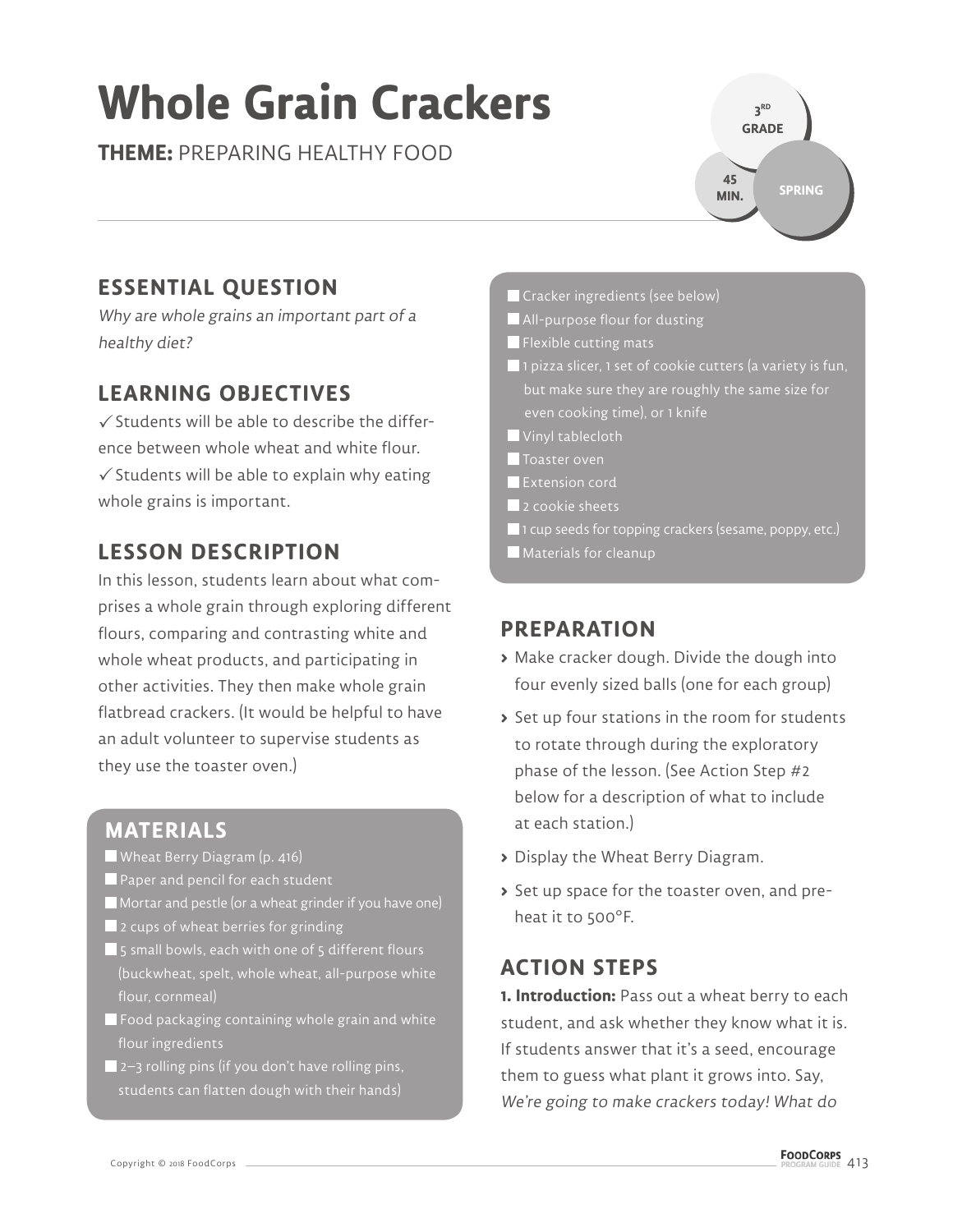# Whole Grain Crackers

**THEME:** PREPARING HEALTHY FOOD

3RD GRADE

45 MIN.

SPRING

## ESSENTIAL QUESTION

*Why are whole grains an important part of a healthy diet?*

## LEARNING OBJECTIVES

✓ Students will be able to describe the difference between whole wheat and white flour.

✓ Students will be able to explain why eating whole grains is important.

## LESSON DESCRIPTION

In this lesson, students learn about what comprises a whole grain through exploring different flours, comparing and contrasting white and whole wheat products, and participating in other activities. They then make whole grain flatbread crackers. (It would be helpful to have an adult volunteer to supervise students as they use the toaster oven.)

## MATERIALS

- Wheat Berry Diagram (p. 416)
- Paper and pencil for each student
- Mortar and pestle (or a wheat grinder if you have one)
- 2 cups of wheat berries for grinding
- 5 small bowls, each with one of 5 different flours (buckwheat, spelt, whole wheat, all-purpose white flour, cornmeal)
- Food packaging containing whole grain and white flour ingredients
- 2–3 rolling pins (if you don't have rolling pins, students can flatten dough with their hands)
- Cracker ingredients (see below)
- All-purpose flour for dusting
- Flexible cutting mats
- 1 pizza slicer, 1 set of cookie cutters (a variety is fun, but make sure they are roughly the same size for even cooking time), or 1 knife
- Vinyl tablecloth
- Toaster oven
- Extension cord
- 2 cookie sheets
- 1 cup seeds for topping crackers (sesame, poppy, etc.)
- Materials for cleanup

## PREPARATION

- Make cracker dough. Divide the dough into four evenly sized balls (one for each group)
- Set up four stations in the room for students to rotate through during the exploratory phase of the lesson. (See Action Step #2 below for a description of what to include at each station.)
- Display the Wheat Berry Diagram.
- Set up space for the toaster oven, and preheat it to 500°F.

## ACTION STEPS

**1. Introduction:** Pass out a wheat berry to each student, and ask whether they know what it is. If students answer that it's a seed, encourage them to guess what plant it grows into. Say, *We're going to make crackers today! What do*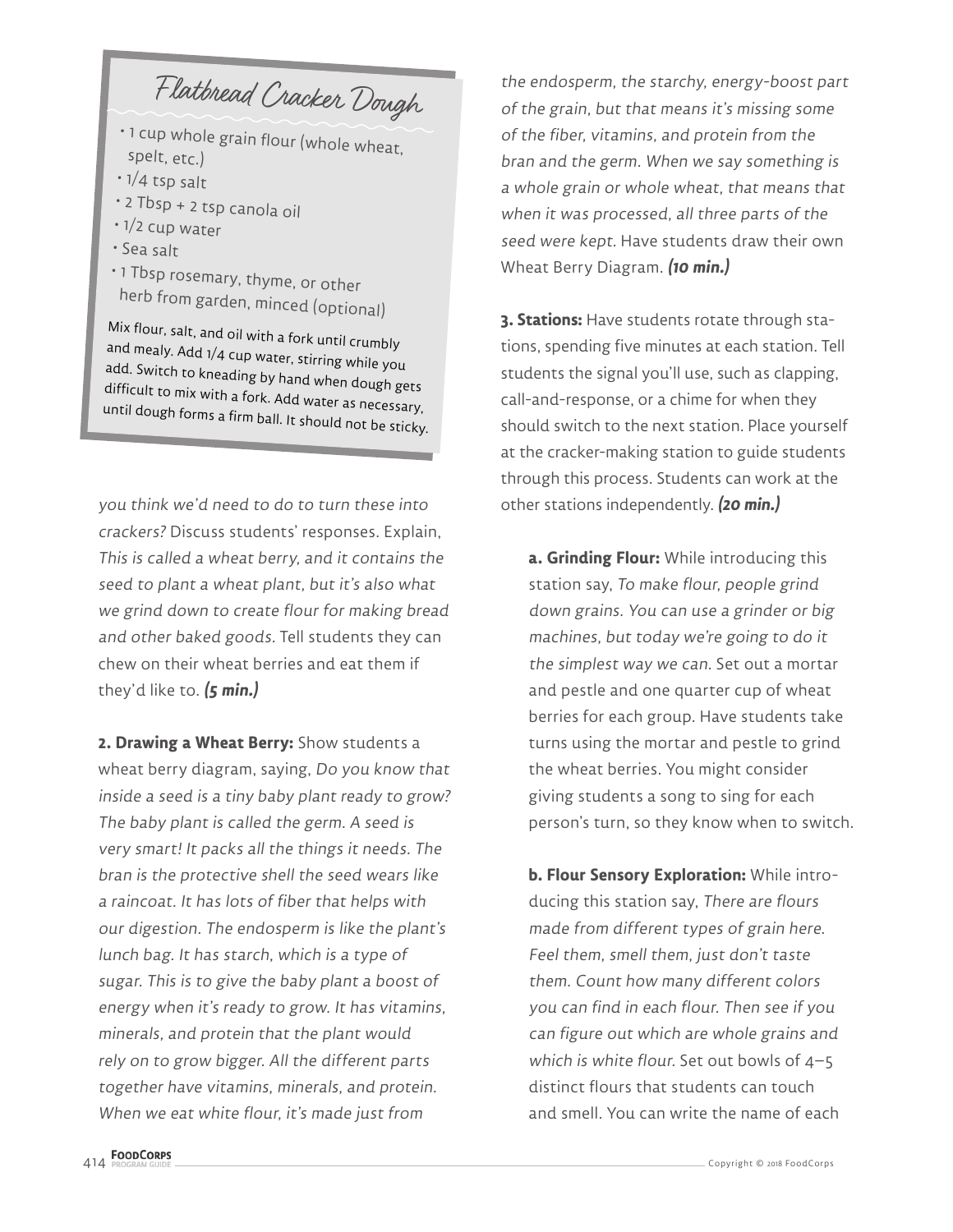## Flatbread Cracker Dough

- 1 cup whole grain flour (whole wheat, spelt, etc.)
- 1/4 tsp salt
- 2 Tbsp + 2 tsp canola oil
- 1/2 cup water
- Sea salt
- 1 Tbsp rosemary, thyme, or other herb from garden, minced (optional)

Mix flour, salt, and oil with a fork until crumbly and mealy. Add 1/4 cup water, stirring while you add. Switch to kneading by hand when dough gets difficult to mix with a fork. Add water as necessary, until dough forms a firm ball. It should not be sticky.

*you think we'd need to do to turn these into crackers?* Discuss students' responses. Explain, *This is called a wheat berry, and it contains the seed to plant a wheat plant, but it's also what we grind down to create flour for making bread and other baked goods.* Tell students they can chew on their wheat berries and eat them if they'd like to. ***(5 min.)***

**2. Drawing a Wheat Berry:** Show students a wheat berry diagram, saying, *Do you know that inside a seed is a tiny baby plant ready to grow? The baby plant is called the germ. A seed is very smart! It packs all the things it needs. The bran is the protective shell the seed wears like a raincoat. It has lots of fiber that helps with our digestion. The endosperm is like the plant's lunch bag. It has starch, which is a type of sugar. This is to give the baby plant a boost of energy when it's ready to grow. It has vitamins, minerals, and protein that the plant would rely on to grow bigger. All the different parts together have vitamins, minerals, and protein. When we eat white flour, it's made just from the endosperm, the starchy, energy-boost part of the grain, but that means it's missing some of the fiber, vitamins, and protein from the bran and the germ. When we say something is a whole grain or whole wheat, that means that when it was processed, all three parts of the seed were kept.* Have students draw their own Wheat Berry Diagram. ***(10 min.)***

**3. Stations:** Have students rotate through stations, spending five minutes at each station. Tell students the signal you'll use, such as clapping, call-and-response, or a chime for when they should switch to the next station. Place yourself at the cracker-making station to guide students through this process. Students can work at the other stations independently. ***(20 min.)***

**a. Grinding Flour:** While introducing this station say, *To make flour, people grind down grains. You can use a grinder or big machines, but today we're going to do it the simplest way we can.* Set out a mortar and pestle and one quarter cup of wheat berries for each group. Have students take turns using the mortar and pestle to grind the wheat berries. You might consider giving students a song to sing for each person's turn, so they know when to switch.

**b. Flour Sensory Exploration:** While introducing this station say, *There are flours made from different types of grain here. Feel them, smell them, just don't taste them. Count how many different colors you can find in each flour. Then see if you can figure out which are whole grains and which is white flour.* Set out bowls of 4–5 distinct flours that students can touch and smell. You can write the name of each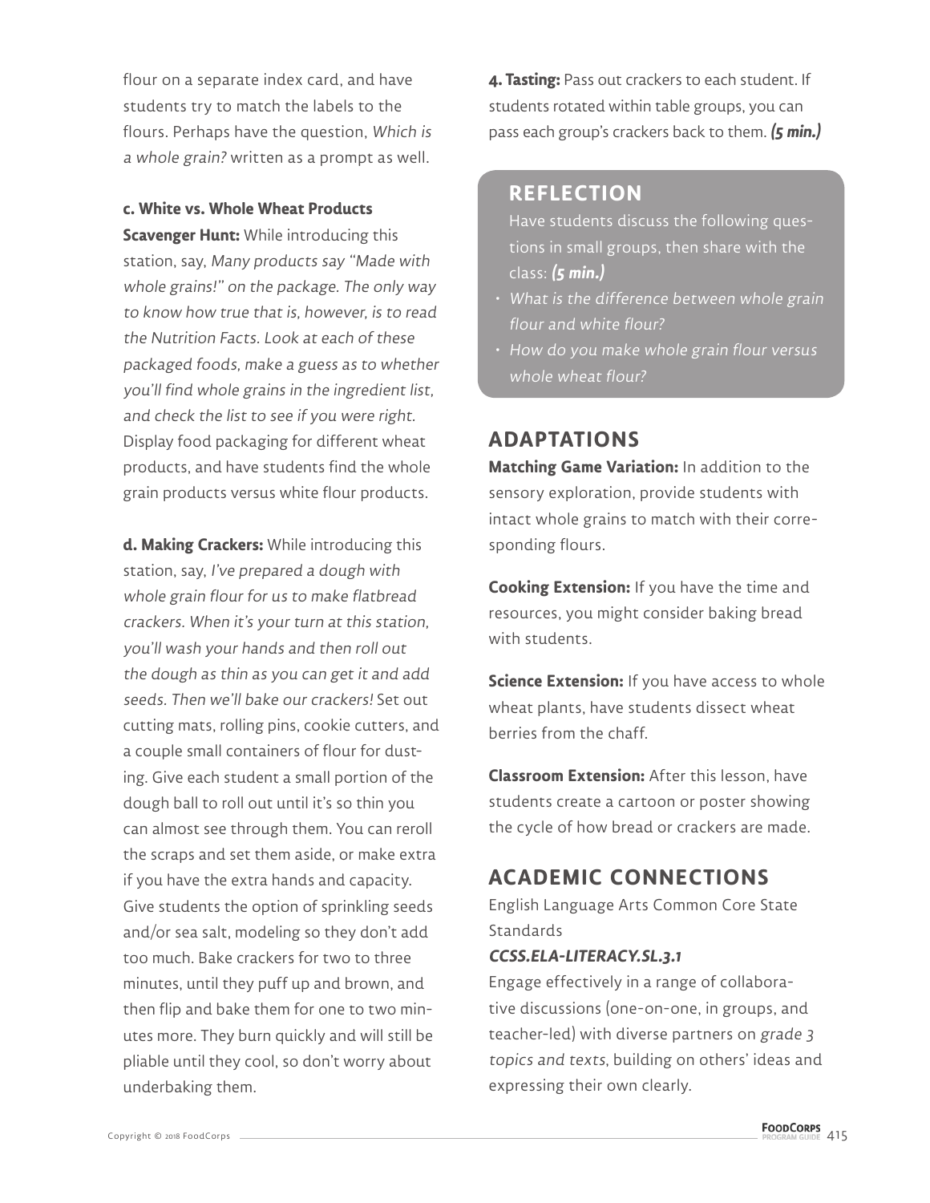flour on a separate index card, and have students try to match the labels to the flours. Perhaps have the question, *Which is a whole grain?* written as a prompt as well.

**c. White vs. Whole Wheat Products Scavenger Hunt:** While introducing this station, say, *Many products say "Made with whole grains!" on the package. The only way to know how true that is, however, is to read the Nutrition Facts. Look at each of these packaged foods, make a guess as to whether you'll find whole grains in the ingredient list, and check the list to see if you were right.* Display food packaging for different wheat products, and have students find the whole grain products versus white flour products.

**d. Making Crackers:** While introducing this station, say, *I've prepared a dough with whole grain flour for us to make flatbread crackers. When it's your turn at this station, you'll wash your hands and then roll out the dough as thin as you can get it and add seeds. Then we'll bake our crackers!* Set out cutting mats, rolling pins, cookie cutters, and a couple small containers of flour for dusting. Give each student a small portion of the dough ball to roll out until it's so thin you can almost see through them. You can reroll the scraps and set them aside, or make extra if you have the extra hands and capacity. Give students the option of sprinkling seeds and/or sea salt, modeling so they don't add too much. Bake crackers for two to three minutes, until they puff up and brown, and then flip and bake them for one to two minutes more. They burn quickly and will still be pliable until they cool, so don't worry about underbaking them.

**4. Tasting:** Pass out crackers to each student. If students rotated within table groups, you can pass each group's crackers back to them. ***(5 min.)***

## REFLECTION

Have students discuss the following questions in small groups, then share with the class: ***(5 min.)***

- *What is the difference between whole grain flour and white flour?*
- *How do you make whole grain flour versus whole wheat flour?*

## ADAPTATIONS

**Matching Game Variation:** In addition to the sensory exploration, provide students with intact whole grains to match with their corresponding flours.

**Cooking Extension:** If you have the time and resources, you might consider baking bread with students.

**Science Extension:** If you have access to whole wheat plants, have students dissect wheat berries from the chaff.

**Classroom Extension:** After this lesson, have students create a cartoon or poster showing the cycle of how bread or crackers are made.

## ACADEMIC CONNECTIONS

English Language Arts Common Core State Standards

***CCSS.ELA-LITERACY.SL.3.1***

Engage effectively in a range of collaborative discussions (one-on-one, in groups, and teacher-led) with diverse partners on *grade 3 topics and texts*, building on others' ideas and expressing their own clearly.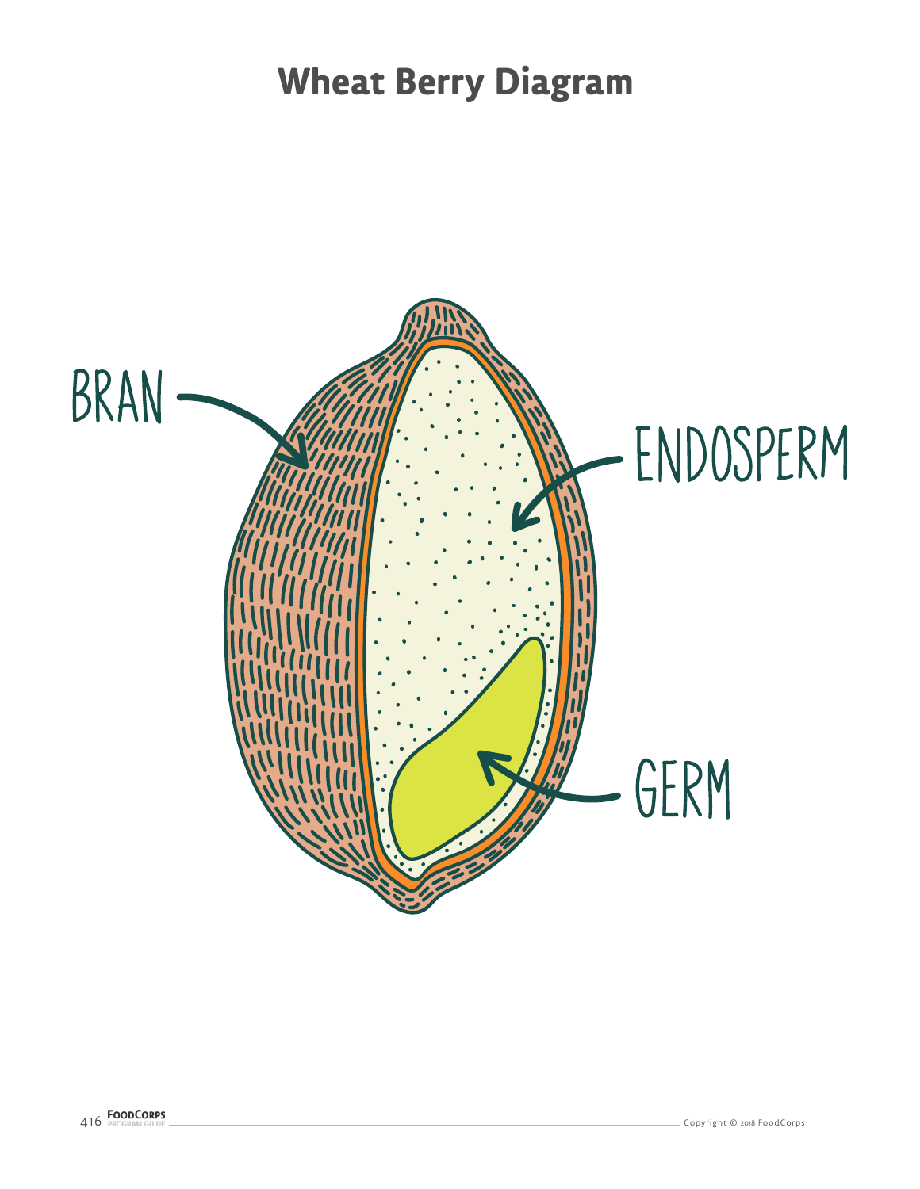# Wheat Berry Diagram

BRAN

ENDOSPERM

GERM